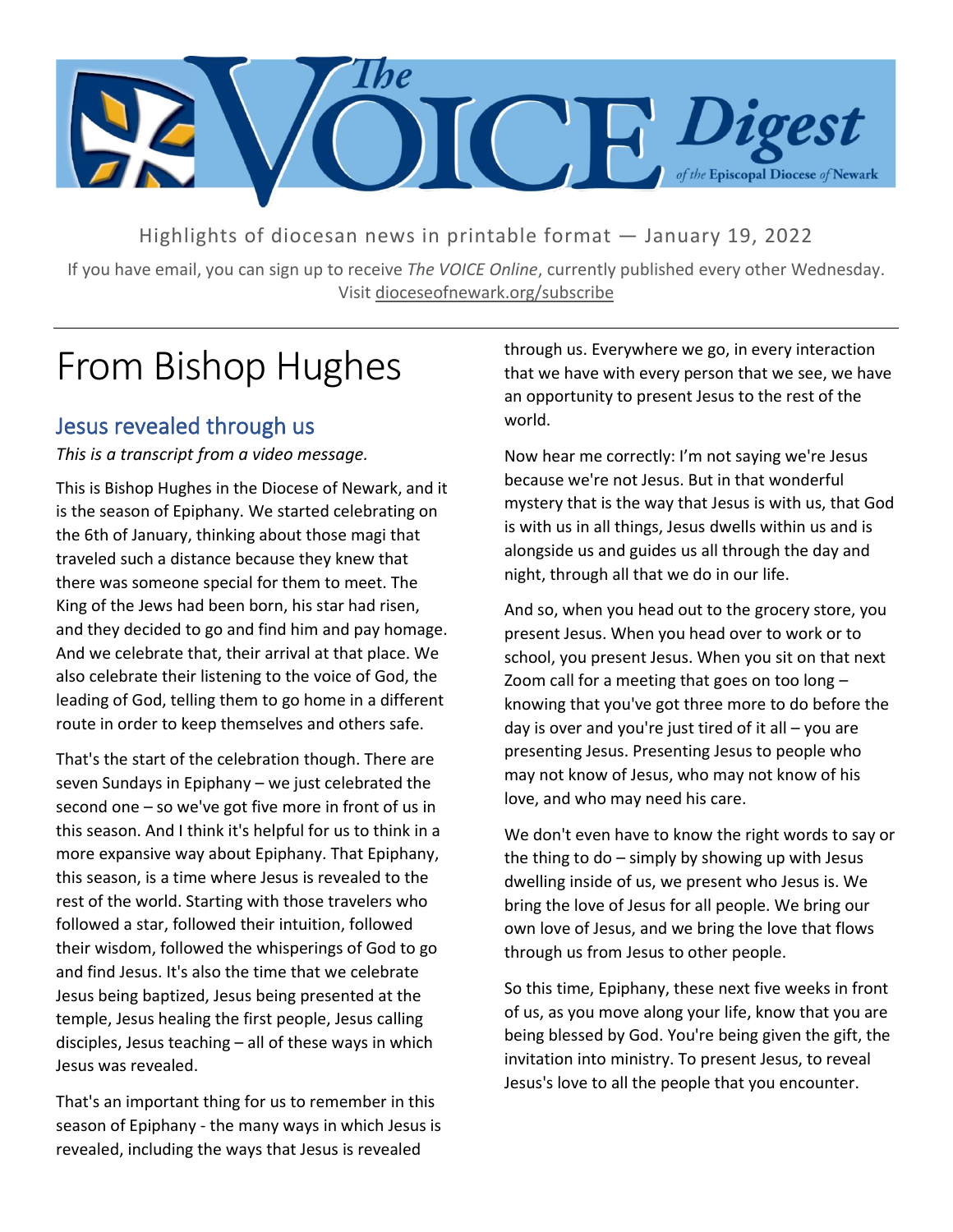# The VOICE Digest

*of the* Episcopal Diocese *of* Newark

Highlights of diocesan news in printable format — January 19, 2022

If you have email, you can sign up to receive *The VOICE Online*, currently published every other Wednesday. Visit dioceseofnewark.org/subscribe

# From Bishop Hughes

## Jesus revealed through us

*This is a transcript from a video message.*

This is Bishop Hughes in the Diocese of Newark, and it is the season of Epiphany. We started celebrating on the 6th of January, thinking about those magi that traveled such a distance because they knew that there was someone special for them to meet. The King of the Jews had been born, his star had risen, and they decided to go and find him and pay homage. And we celebrate that, their arrival at that place. We also celebrate their listening to the voice of God, the leading of God, telling them to go home in a different route in order to keep themselves and others safe.

That's the start of the celebration though. There are seven Sundays in Epiphany – we just celebrated the second one – so we've got five more in front of us in this season. And I think it's helpful for us to think in a more expansive way about Epiphany. That Epiphany, this season, is a time where Jesus is revealed to the rest of the world. Starting with those travelers who followed a star, followed their intuition, followed their wisdom, followed the whisperings of God to go and find Jesus. It's also the time that we celebrate Jesus being baptized, Jesus being presented at the temple, Jesus healing the first people, Jesus calling disciples, Jesus teaching – all of these ways in which Jesus was revealed.

That's an important thing for us to remember in this season of Epiphany - the many ways in which Jesus is revealed, including the ways that Jesus is revealed through us. Everywhere we go, in every interaction that we have with every person that we see, we have an opportunity to present Jesus to the rest of the world.

Now hear me correctly: I'm not saying we're Jesus because we're not Jesus. But in that wonderful mystery that is the way that Jesus is with us, that God is with us in all things, Jesus dwells within us and is alongside us and guides us all through the day and night, through all that we do in our life.

And so, when you head out to the grocery store, you present Jesus. When you head over to work or to school, you present Jesus. When you sit on that next Zoom call for a meeting that goes on too long – knowing that you've got three more to do before the day is over and you're just tired of it all – you are presenting Jesus. Presenting Jesus to people who may not know of Jesus, who may not know of his love, and who may need his care.

We don't even have to know the right words to say or the thing to do – simply by showing up with Jesus dwelling inside of us, we present who Jesus is. We bring the love of Jesus for all people. We bring our own love of Jesus, and we bring the love that flows through us from Jesus to other people.

So this time, Epiphany, these next five weeks in front of us, as you move along your life, know that you are being blessed by God. You're being given the gift, the invitation into ministry. To present Jesus, to reveal Jesus's love to all the people that you encounter.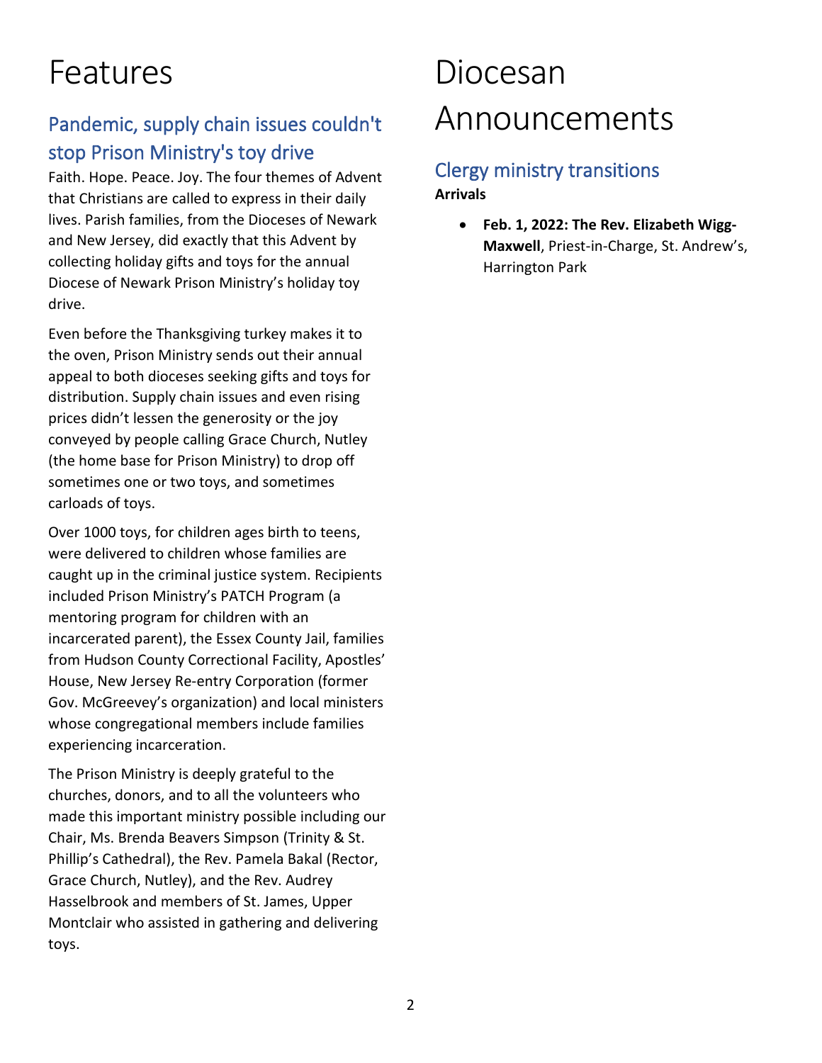# Features

## Pandemic, supply chain issues couldn't stop Prison Ministry's toy drive

Faith. Hope. Peace. Joy. The four themes of Advent that Christians are called to express in their daily lives. Parish families, from the Dioceses of Newark and New Jersey, did exactly that this Advent by collecting holiday gifts and toys for the annual Diocese of Newark Prison Ministry's holiday toy drive.

Even before the Thanksgiving turkey makes it to the oven, Prison Ministry sends out their annual appeal to both dioceses seeking gifts and toys for distribution. Supply chain issues and even rising prices didn't lessen the generosity or the joy conveyed by people calling Grace Church, Nutley (the home base for Prison Ministry) to drop off sometimes one or two toys, and sometimes carloads of toys.

Over 1000 toys, for children ages birth to teens, were delivered to children whose families are caught up in the criminal justice system. Recipients included Prison Ministry's PATCH Program (a mentoring program for children with an incarcerated parent), the Essex County Jail, families from Hudson County Correctional Facility, Apostles' House, New Jersey Re-entry Corporation (former Gov. McGreevey's organization) and local ministers whose congregational members include families experiencing incarceration.

The Prison Ministry is deeply grateful to the churches, donors, and to all the volunteers who made this important ministry possible including our Chair, Ms. Brenda Beavers Simpson (Trinity & St. Phillip's Cathedral), the Rev. Pamela Bakal (Rector, Grace Church, Nutley), and the Rev. Audrey Hasselbrook and members of St. James, Upper Montclair who assisted in gathering and delivering toys.

# Diocesan Announcements

## Clergy ministry transitions

**Arrivals**

- **Feb. 1, 2022: The Rev. Elizabeth Wigg-Maxwell**, Priest-in-Charge, St. Andrew's, Harrington Park